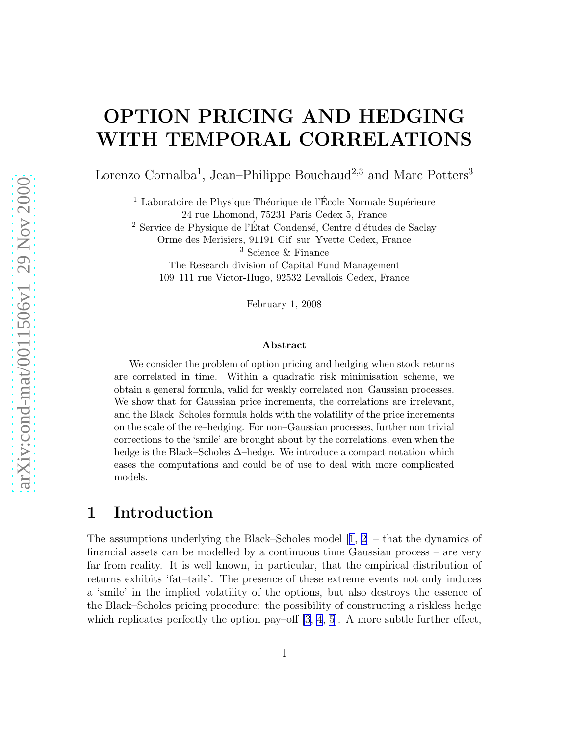# OPTION PRICING AND HEDGING WITH TEMPORAL CORRELATIONS

Lorenzo Cornalba[1], Jean–Philippe Bouchaud[2,3] and Marc Potters[3]

[1] Laboratoire de Physique Théorique de l'École Normale Supérieure
24 rue Lhomond, 75231 Paris Cedex 5, France
[2] Service de Physique de l'État Condensé, Centre d'études de Saclay
Orme des Merisiers, 91191 Gif–sur–Yvette Cedex, France
[3] Science & Finance
The Research division of Capital Fund Management
109–111 rue Victor-Hugo, 92532 Levallois Cedex, France

February 1, 2008

### Abstract

We consider the problem of option pricing and hedging when stock returns are correlated in time. Within a quadratic–risk minimisation scheme, we obtain a general formula, valid for weakly correlated non–Gaussian processes. We show that for Gaussian price increments, the correlations are irrelevant, and the Black–Scholes formula holds with the volatility of the price increments on the scale of the re–hedging. For non–Gaussian processes, further non trivial corrections to the 'smile' are brought about by the correlations, even when the hedge is the Black–Scholes Δ–hedge. We introduce a compact notation which eases the computations and could be of use to deal with more complicated models.

## 1 Introduction

The assumptions underlying the Black–Scholes model [1, 2] – that the dynamics of financial assets can be modelled by a continuous time Gaussian process – are very far from reality. It is well known, in particular, that the empirical distribution of returns exhibits 'fat–tails'. The presence of these extreme events not only induces a 'smile' in the implied volatility of the options, but also destroys the essence of the Black–Scholes pricing procedure: the possibility of constructing a riskless hedge which replicates perfectly the option pay–off [3, 4, 5]. A more subtle further effect,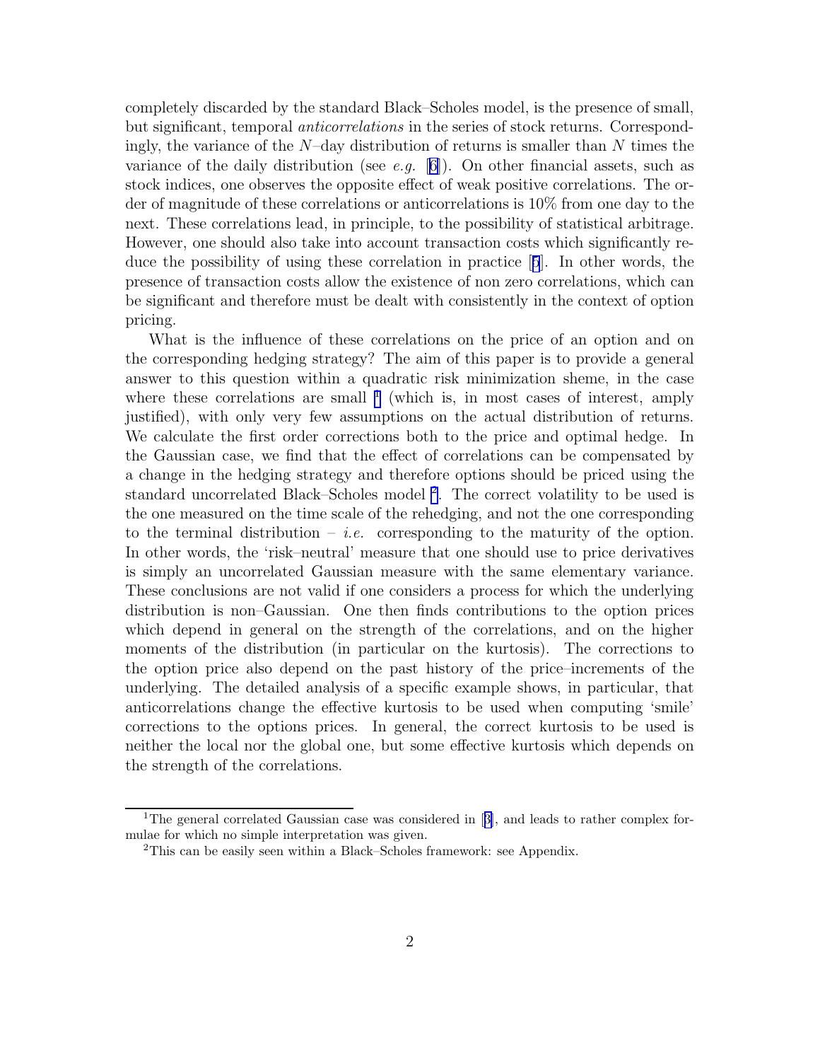completely discarded by the standard Black–Scholes model, is the presence of small, but significant, temporal *anticorrelations* in the series of stock returns. Correspondingly, the variance of the $N$–day distribution of returns is smaller than $N$ times the variance of the daily distribution (see *e.g.* [6]). On other financial assets, such as stock indices, one observes the opposite effect of weak positive correlations. The order of magnitude of these correlations or anticorrelations is 10% from one day to the next. These correlations lead, in principle, to the possibility of statistical arbitrage. However, one should also take into account transaction costs which significantly reduce the possibility of using these correlation in practice [5]. In other words, the presence of transaction costs allow the existence of non zero correlations, which can be significant and therefore must be dealt with consistently in the context of option pricing.

What is the influence of these correlations on the price of an option and on the corresponding hedging strategy? The aim of this paper is to provide a general answer to this question within a quadratic risk minimization sheme, in the case where these correlations are small [1] (which is, in most cases of interest, amply justified), with only very few assumptions on the actual distribution of returns. We calculate the first order corrections both to the price and optimal hedge. In the Gaussian case, we find that the effect of correlations can be compensated by a change in the hedging strategy and therefore options should be priced using the standard uncorrelated Black–Scholes model [2]. The correct volatility to be used is the one measured on the time scale of the rehedging, and not the one corresponding to the terminal distribution – *i.e.* corresponding to the maturity of the option. In other words, the 'risk–neutral' measure that one should use to price derivatives is simply an uncorrelated Gaussian measure with the same elementary variance. These conclusions are not valid if one considers a process for which the underlying distribution is non–Gaussian. One then finds contributions to the option prices which depend in general on the strength of the correlations, and on the higher moments of the distribution (in particular on the kurtosis). The corrections to the option price also depend on the past history of the price–increments of the underlying. The detailed analysis of a specific example shows, in particular, that anticorrelations change the effective kurtosis to be used when computing 'smile' corrections to the options prices. In general, the correct kurtosis to be used is neither the local nor the global one, but some effective kurtosis which depends on the strength of the correlations.

[1] The general correlated Gaussian case was considered in [3], and leads to rather complex formulae for which no simple interpretation was given.

[2] This can be easily seen within a Black–Scholes framework: see Appendix.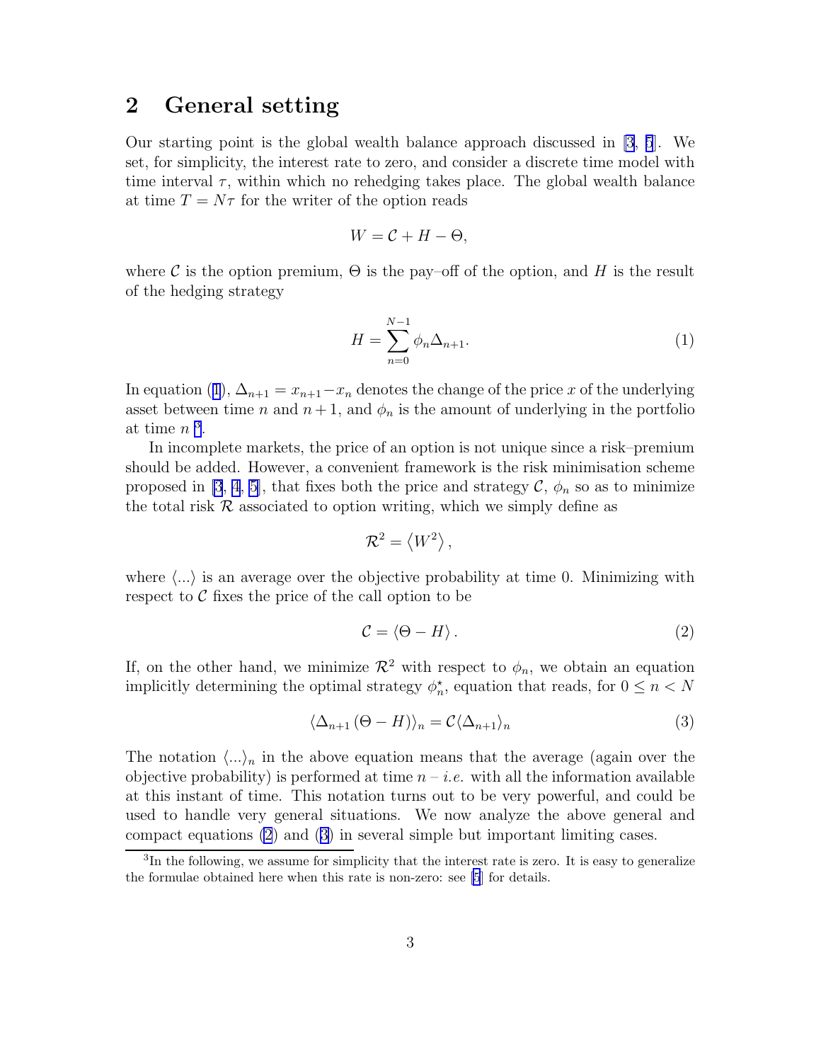## 2 General setting

Our starting point is the global wealth balance approach discussed in [3, 5]. We set, for simplicity, the interest rate to zero, and consider a discrete time model with time interval $\tau$, within which no rehedging takes place. The global wealth balance at time $T = N\tau$ for the writer of the option reads

$$W = \mathcal{C} + H - \Theta,$$

where $\mathcal{C}$ is the option premium, $\Theta$ is the pay–off of the option, and $H$ is the result of the hedging strategy

$$H = \sum_{n=0}^{N-1} \phi_n \Delta_{n+1}. \tag{1}$$

In equation (1), $\Delta_{n+1} = x_{n+1} - x_n$ denotes the change of the price $x$ of the underlying asset between time $n$ and $n+1$, and $\phi_n$ is the amount of underlying in the portfolio at time $n$ [3].

In incomplete markets, the price of an option is not unique since a risk–premium should be added. However, a convenient framework is the risk minimisation scheme proposed in [3, 4, 5], that fixes both the price and strategy $\mathcal{C}$, $\phi_n$ so as to minimize the total risk $\mathcal{R}$ associated to option writing, which we simply define as

$$\mathcal{R}^2 = \left\langle W^2 \right\rangle,$$

where $\langle ... \rangle$ is an average over the objective probability at time 0. Minimizing with respect to $\mathcal{C}$ fixes the price of the call option to be

$$\mathcal{C} = \langle \Theta - H \rangle. \tag{2}$$

If, on the other hand, we minimize $\mathcal{R}^2$ with respect to $\phi_n$, we obtain an equation implicitly determining the optimal strategy $\phi_n^\star$, equation that reads, for $0 \leq n < N$

$$\langle \Delta_{n+1} (\Theta - H) \rangle_n = \mathcal{C} \langle \Delta_{n+1} \rangle_n \tag{3}$$

The notation $\langle ... \rangle_n$ in the above equation means that the average (again over the objective probability) is performed at time $n$ – *i.e.* with all the information available at this instant of time. This notation turns out to be very powerful, and could be used to handle very general situations. We now analyze the above general and compact equations (2) and (3) in several simple but important limiting cases.

[3] In the following, we assume for simplicity that the interest rate is zero. It is easy to generalize the formulae obtained here when this rate is non-zero: see [5] for details.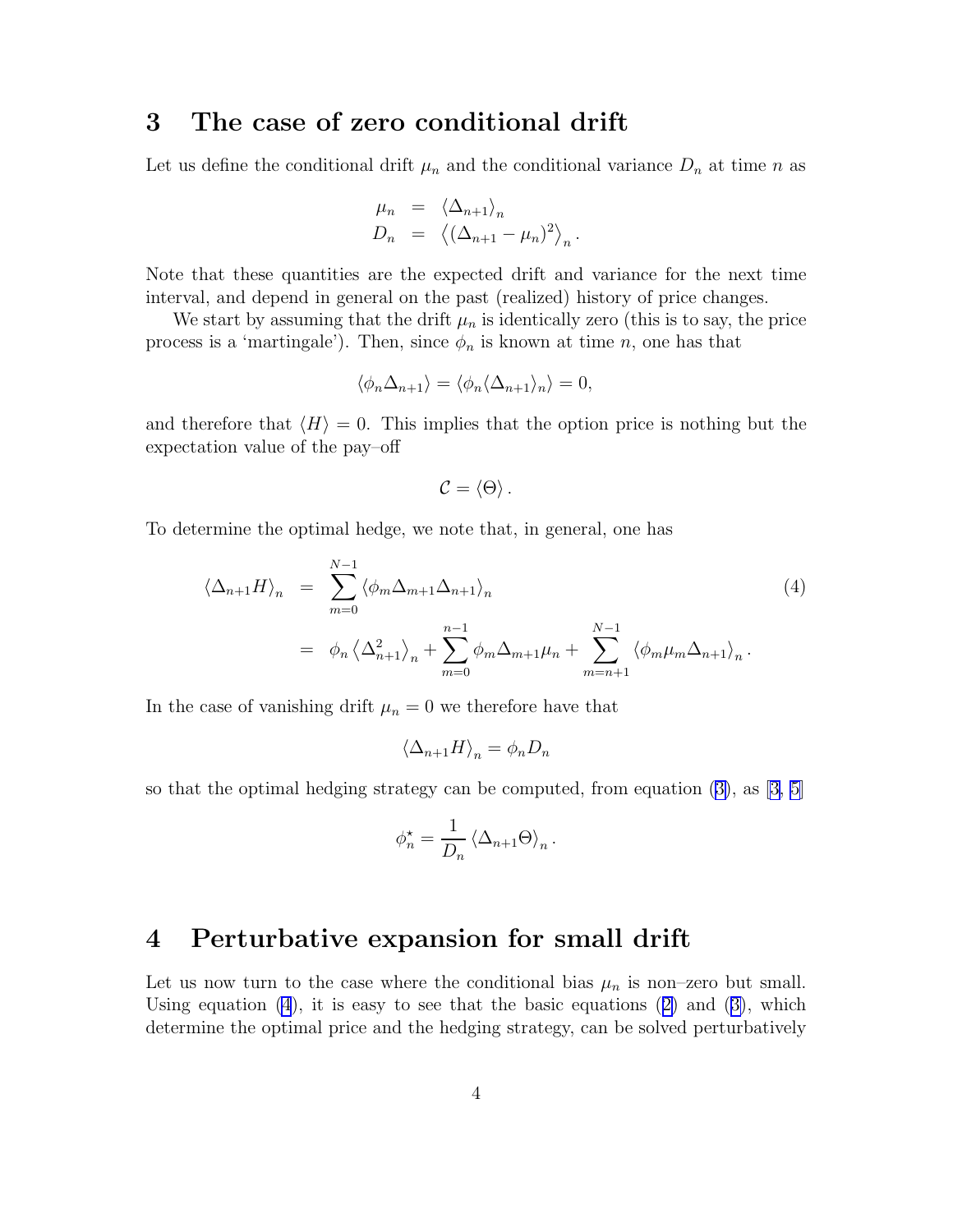## 3 The case of zero conditional drift

Let us define the conditional drift $\mu_n$ and the conditional variance $D_n$ at time $n$ as

$$
\begin{aligned}
\mu_n &= \langle \Delta_{n+1} \rangle_n \\
D_n &= \left\langle (\Delta_{n+1} - \mu_n)^2 \right\rangle_n .
\end{aligned}
$$

Note that these quantities are the expected drift and variance for the next time interval, and depend in general on the past (realized) history of price changes.

We start by assuming that the drift $\mu_n$ is identically zero (this is to say, the price process is a 'martingale'). Then, since $\phi_n$ is known at time $n$, one has that

$$
\langle \phi_n \Delta_{n+1} \rangle = \langle \phi_n \langle \Delta_{n+1} \rangle_n \rangle = 0,
$$

and therefore that $\langle H \rangle = 0$. This implies that the option price is nothing but the expectation value of the pay–off

$$
\mathcal{C} = \langle \Theta \rangle .
$$

To determine the optimal hedge, we note that, in general, one has

$$
\begin{aligned}
\langle \Delta_{n+1} H \rangle_n &= \sum_{m=0}^{N-1} \langle \phi_m \Delta_{m+1} \Delta_{n+1} \rangle_n \qquad (4) \\
&= \phi_n \left\langle \Delta_{n+1}^2 \right\rangle_n + \sum_{m=0}^{n-1} \phi_m \Delta_{m+1} \mu_n + \sum_{m=n+1}^{N-1} \langle \phi_m \mu_m \Delta_{n+1} \rangle_n .
\end{aligned}
$$

In the case of vanishing drift $\mu_n = 0$ we therefore have that

$$
\langle \Delta_{n+1} H \rangle_n = \phi_n D_n
$$

so that the optimal hedging strategy can be computed, from equation (3), as [3, 5]

$$
\phi_n^\star = \frac{1}{D_n} \langle \Delta_{n+1} \Theta \rangle_n .
$$

## 4 Perturbative expansion for small drift

Let us now turn to the case where the conditional bias $\mu_n$ is non–zero but small. Using equation (4), it is easy to see that the basic equations (2) and (3), which determine the optimal price and the hedging strategy, can be solved perturbatively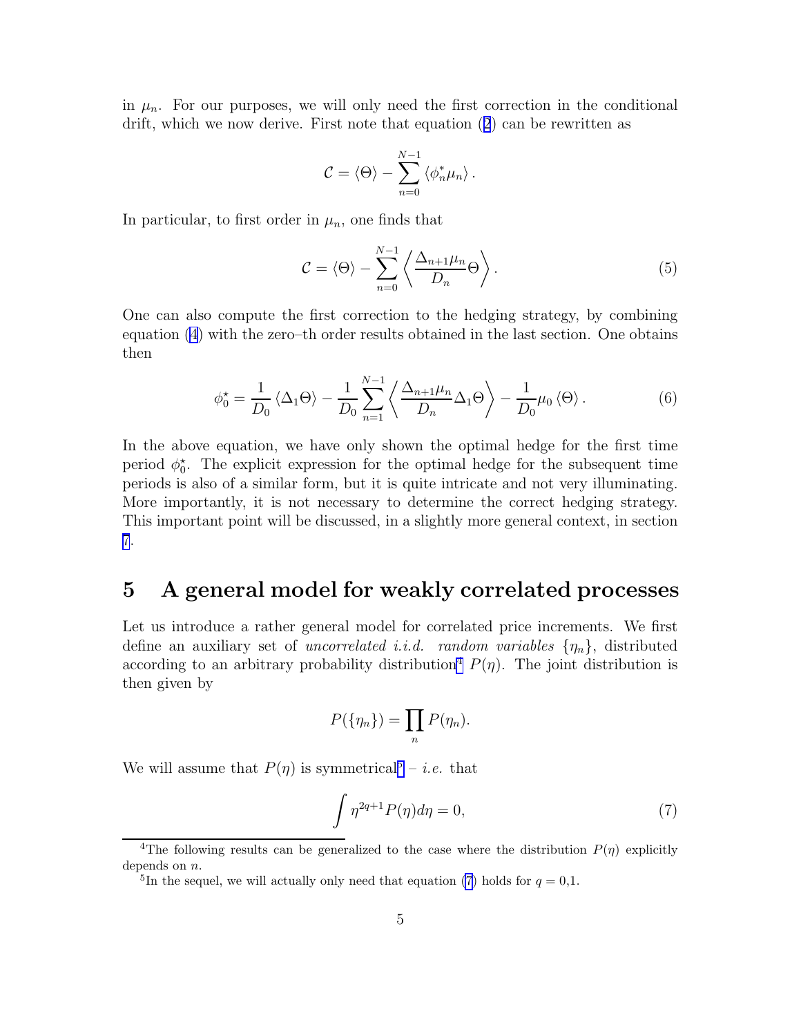in $\mu_n$. For our purposes, we will only need the first correction in the conditional drift, which we now derive. First note that equation (2) can be rewritten as

$$\mathcal{C} = \langle \Theta \rangle - \sum_{n=0}^{N-1} \langle \phi_n^* \mu_n \rangle .$$

In particular, to first order in $\mu_n$, one finds that

$$\mathcal{C} = \langle \Theta \rangle - \sum_{n=0}^{N-1} \left\langle \frac{\Delta_{n+1}\mu_n}{D_n} \Theta \right\rangle . \tag{5}$$

One can also compute the first correction to the hedging strategy, by combining equation (4) with the zero–th order results obtained in the last section. One obtains then

$$\phi_0^\star = \frac{1}{D_0} \langle \Delta_1 \Theta \rangle - \frac{1}{D_0} \sum_{n=1}^{N-1} \left\langle \frac{\Delta_{n+1}\mu_n}{D_n} \Delta_1 \Theta \right\rangle - \frac{1}{D_0} \mu_0 \langle \Theta \rangle . \tag{6}$$

In the above equation, we have only shown the optimal hedge for the first time period $\phi_0^\star$. The explicit expression for the optimal hedge for the subsequent time periods is also of a similar form, but it is quite intricate and not very illuminating. More importantly, it is not necessary to determine the correct hedging strategy. This important point will be discussed, in a slightly more general context, in section 7.

## 5 A general model for weakly correlated processes

Let us introduce a rather general model for correlated price increments. We first define an auxiliary set of *uncorrelated i.i.d. random variables* $\{\eta_n\}$, distributed according to an arbitrary probability distribution[4] $P(\eta)$. The joint distribution is then given by

$$P(\{\eta_n\}) = \prod_n P(\eta_n).$$

We will assume that $P(\eta)$ is symmetrical[5] – *i.e.* that

$$\int \eta^{2q+1} P(\eta) d\eta = 0, \tag{7}$$

[4] The following results can be generalized to the case where the distribution $P(\eta)$ explicitly depends on $n$.

[5] In the sequel, we will actually only need that equation (7) holds for $q = 0,1$.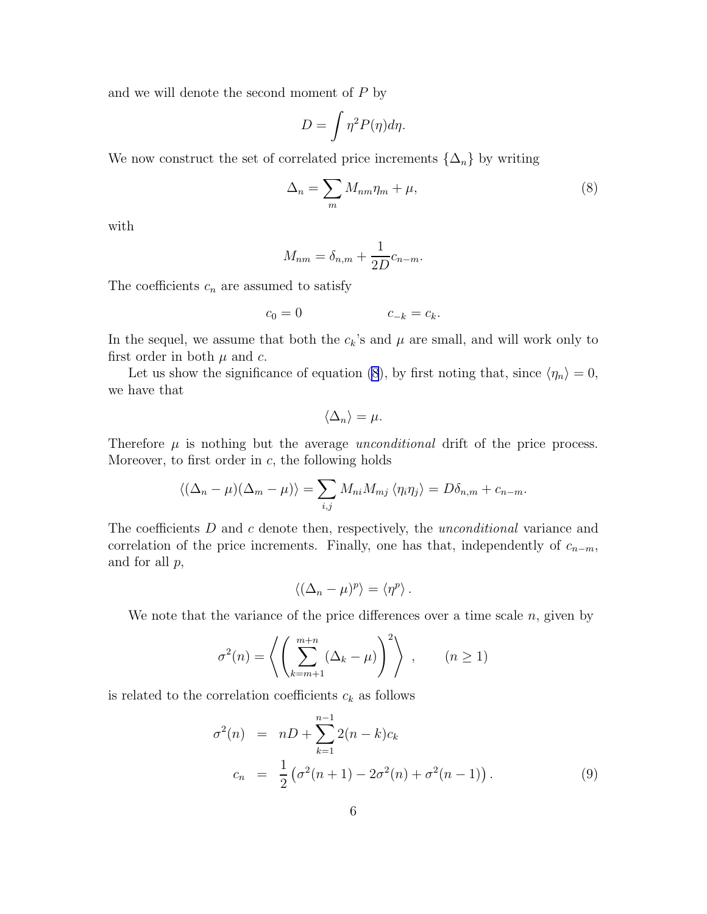and we will denote the second moment of $P$ by

$$D = \int \eta^2 P(\eta) d\eta.$$

We now construct the set of correlated price increments $\{\Delta_n\}$ by writing

$$\Delta_n = \sum_m M_{nm} \eta_m + \mu, \tag{8}$$

with

$$M_{nm} = \delta_{n,m} + \frac{1}{2D} c_{n-m}.$$

The coefficients $c_n$ are assumed to satisfy

$$c_0 = 0 \qquad\qquad c_{-k} = c_k.$$

In the sequel, we assume that both the $c_k$'s and $\mu$ are small, and will work only to first order in both $\mu$ and $c$.

Let us show the significance of equation (8), by first noting that, since $\langle \eta_n \rangle = 0$, we have that

$$\langle \Delta_n \rangle = \mu.$$

Therefore $\mu$ is nothing but the average *unconditional* drift of the price process. Moreover, to first order in $c$, the following holds

$$\langle (\Delta_n - \mu)(\Delta_m - \mu) \rangle = \sum_{i,j} M_{ni} M_{mj} \langle \eta_i \eta_j \rangle = D\delta_{n,m} + c_{n-m}.$$

The coefficients $D$ and $c$ denote then, respectively, the *unconditional* variance and correlation of the price increments. Finally, one has that, independently of $c_{n-m}$, and for all $p$,

$$\langle (\Delta_n - \mu)^p \rangle = \langle \eta^p \rangle.$$

We note that the variance of the price differences over a time scale $n$, given by

$$\sigma^2(n) = \left\langle \left( \sum_{k=m+1}^{m+n} (\Delta_k - \mu) \right)^2 \right\rangle, \qquad (n \geq 1)$$

is related to the correlation coefficients $c_k$ as follows

$$\begin{aligned}
\sigma^2(n) &= nD + \sum_{k=1}^{n-1} 2(n-k) c_k \\
c_n &= \frac{1}{2} \left( \sigma^2(n+1) - 2\sigma^2(n) + \sigma^2(n-1) \right).
\end{aligned} \tag{9}$$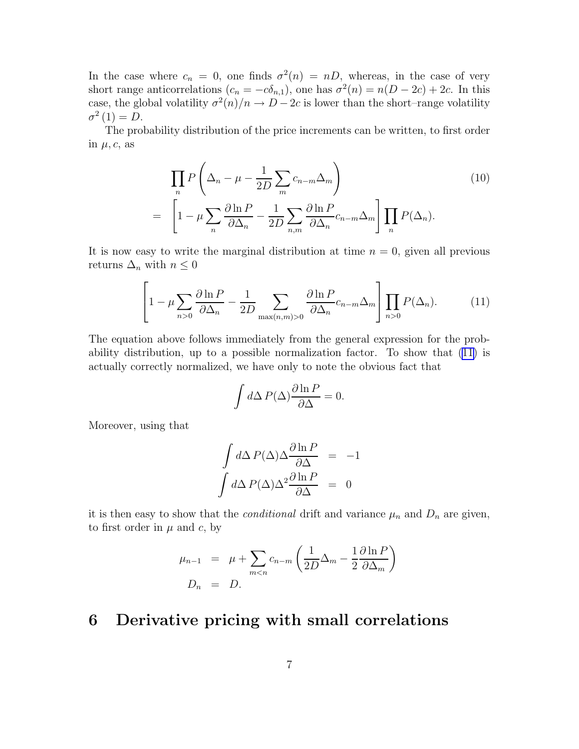In the case where $c_n = 0$, one finds $\sigma^2(n) = nD$, whereas, in the case of very short range anticorrelations ($c_n = -c\delta_{n,1}$), one has $\sigma^2(n) = n(D-2c) + 2c$. In this case, the global volatility $\sigma^2(n)/n \to D - 2c$ is lower than the short–range volatility $\sigma^2(1) = D$.

The probability distribution of the price increments can be written, to first order in $\mu, c$, as

$$
\begin{aligned}
&\prod_n P\left(\Delta_n - \mu - \frac{1}{2D}\sum_m c_{n-m}\Delta_m\right) \\
&= \left[1 - \mu\sum_n \frac{\partial \ln P}{\partial \Delta_n} - \frac{1}{2D}\sum_{n,m}\frac{\partial \ln P}{\partial \Delta_n}c_{n-m}\Delta_m\right]\prod_n P(\Delta_n).
\end{aligned}
\tag{10}
$$

It is now easy to write the marginal distribution at time $n = 0$, given all previous returns $\Delta_n$ with $n \leq 0$

$$
\left[1 - \mu\sum_{n>0}\frac{\partial \ln P}{\partial \Delta_n} - \frac{1}{2D}\sum_{\max(n,m)>0}\frac{\partial \ln P}{\partial \Delta_n}c_{n-m}\Delta_m\right]\prod_{n>0}P(\Delta_n). \tag{11}
$$

The equation above follows immediately from the general expression for the probability distribution, up to a possible normalization factor. To show that (11) is actually correctly normalized, we have only to note the obvious fact that

$$
\int d\Delta\, P(\Delta)\frac{\partial \ln P}{\partial \Delta} = 0.
$$

Moreover, using that

$$
\begin{aligned}
\int d\Delta\, P(\Delta)\Delta\frac{\partial \ln P}{\partial \Delta} &= -1 \\
\int d\Delta\, P(\Delta)\Delta^2\frac{\partial \ln P}{\partial \Delta} &= 0
\end{aligned}
$$

it is then easy to show that the *conditional* drift and variance $\mu_n$ and $D_n$ are given, to first order in $\mu$ and $c$, by

$$
\begin{aligned}
\mu_{n-1} &= \mu + \sum_{m<n} c_{n-m}\left(\frac{1}{2D}\Delta_m - \frac{1}{2}\frac{\partial \ln P}{\partial \Delta_m}\right) \\
D_n &= D.
\end{aligned}
$$

## 6 Derivative pricing with small correlations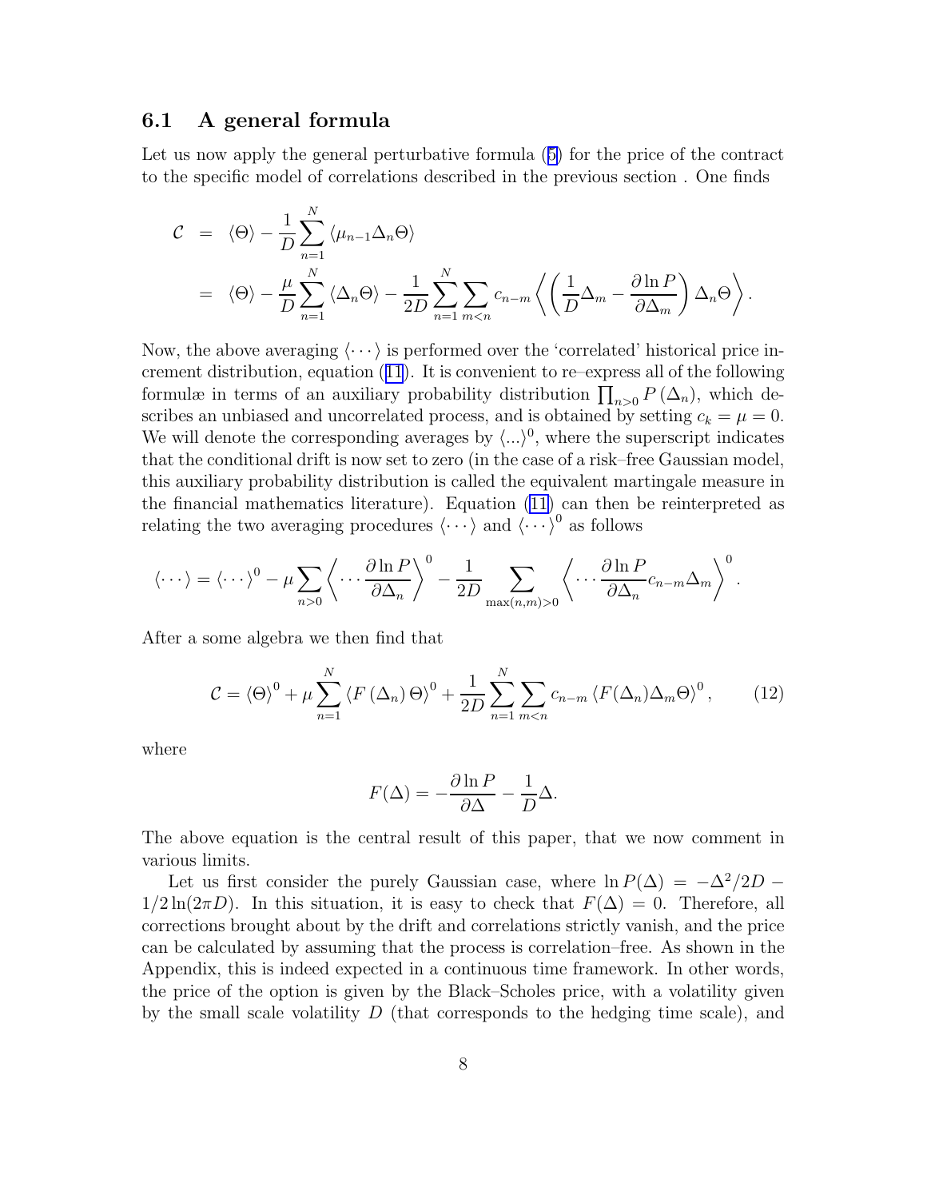### 6.1 A general formula

Let us now apply the general perturbative formula (5) for the price of the contract to the specific model of correlations described in the previous section . One finds

$$
\begin{aligned}
\mathcal{C} &= \langle \Theta \rangle - \frac{1}{D} \sum_{n=1}^{N} \langle \mu_{n-1} \Delta_n \Theta \rangle \\
&= \langle \Theta \rangle - \frac{\mu}{D} \sum_{n=1}^{N} \langle \Delta_n \Theta \rangle - \frac{1}{2D} \sum_{n=1}^{N} \sum_{m<n} c_{n-m} \left\langle \left( \frac{1}{D} \Delta_m - \frac{\partial \ln P}{\partial \Delta_m} \right) \Delta_n \Theta \right\rangle .
\end{aligned}
$$

Now, the above averaging $\langle \cdots \rangle$ is performed over the 'correlated' historical price increment distribution, equation (11). It is convenient to re–express all of the following formulæ in terms of an auxiliary probability distribution $\prod_{n>0} P(\Delta_n)$, which describes an unbiased and uncorrelated process, and is obtained by setting $c_k = \mu = 0$. We will denote the corresponding averages by $\langle ... \rangle^0$, where the superscript indicates that the conditional drift is now set to zero (in the case of a risk–free Gaussian model, this auxiliary probability distribution is called the equivalent martingale measure in the financial mathematics literature). Equation (11) can then be reinterpreted as relating the two averaging procedures $\langle \cdots \rangle$ and $\langle \cdots \rangle^0$ as follows

$$
\langle \cdots \rangle = \langle \cdots \rangle^0 - \mu \sum_{n>0} \left\langle \cdots \frac{\partial \ln P}{\partial \Delta_n} \right\rangle^0 - \frac{1}{2D} \sum_{\max(n,m)>0} \left\langle \cdots \frac{\partial \ln P}{\partial \Delta_n} c_{n-m} \Delta_m \right\rangle^0 .
$$

After a some algebra we then find that

$$
\mathcal{C} = \langle \Theta \rangle^0 + \mu \sum_{n=1}^{N} \langle F(\Delta_n) \Theta \rangle^0 + \frac{1}{2D} \sum_{n=1}^{N} \sum_{m<n} c_{n-m} \langle F(\Delta_n) \Delta_m \Theta \rangle^0 , \qquad (12)
$$

where

$$
F(\Delta) = - \frac{\partial \ln P}{\partial \Delta} - \frac{1}{D} \Delta .
$$

The above equation is the central result of this paper, that we now comment in various limits.

Let us first consider the purely Gaussian case, where $\ln P(\Delta) = -\Delta^2/2D - 1/2 \ln(2\pi D)$. In this situation, it is easy to check that $F(\Delta) = 0$. Therefore, all corrections brought about by the drift and correlations strictly vanish, and the price can be calculated by assuming that the process is correlation–free. As shown in the Appendix, this is indeed expected in a continuous time framework. In other words, the price of the option is given by the Black–Scholes price, with a volatility given by the small scale volatility $D$ (that corresponds to the hedging time scale), and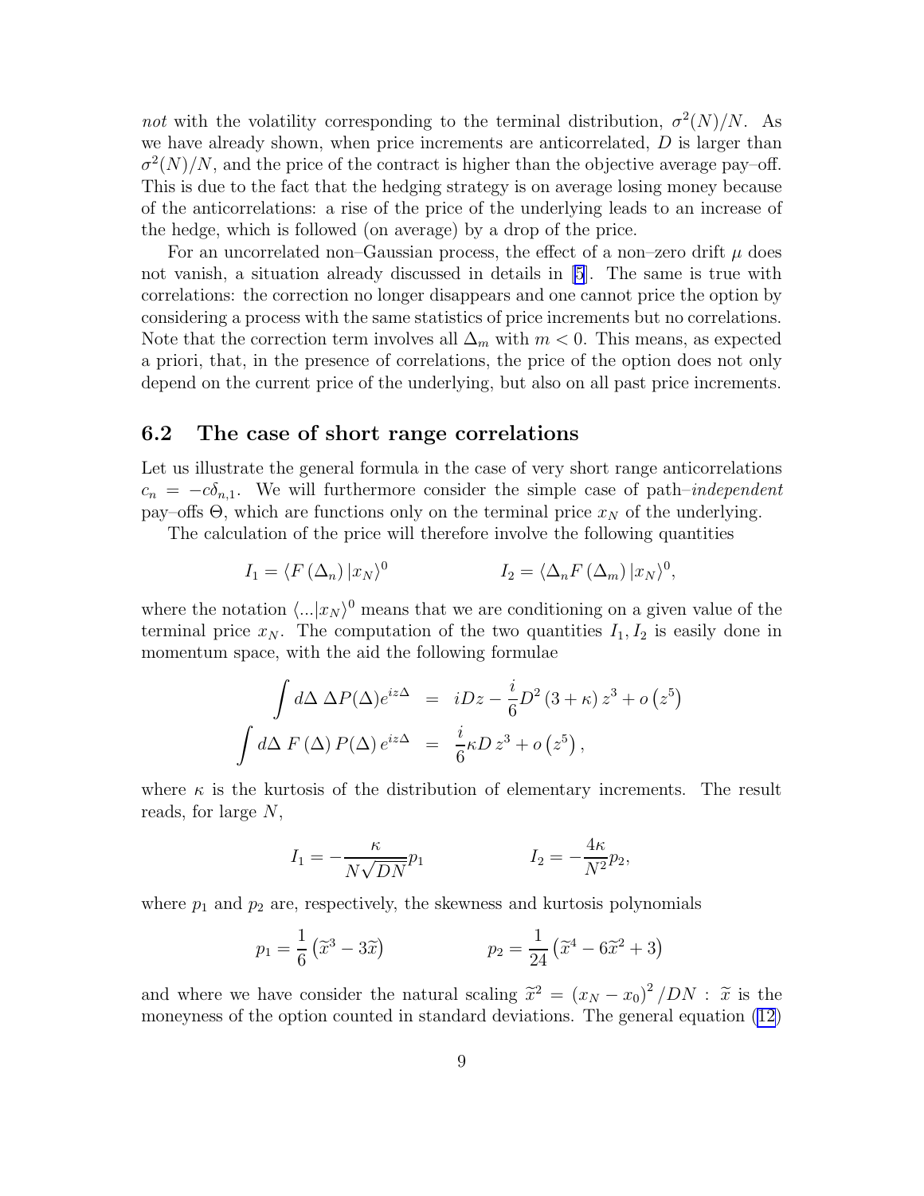*not* with the volatility corresponding to the terminal distribution, $\sigma^2(N)/N$. As we have already shown, when price increments are anticorrelated, $D$ is larger than $\sigma^2(N)/N$, and the price of the contract is higher than the objective average pay–off. This is due to the fact that the hedging strategy is on average losing money because of the anticorrelations: a rise of the price of the underlying leads to an increase of the hedge, which is followed (on average) by a drop of the price.

For an uncorrelated non–Gaussian process, the effect of a non–zero drift $\mu$ does not vanish, a situation already discussed in details in [5]. The same is true with correlations: the correction no longer disappears and one cannot price the option by considering a process with the same statistics of price increments but no correlations. Note that the correction term involves all $\Delta_m$ with $m < 0$. This means, as expected a priori, that, in the presence of correlations, the price of the option does not only depend on the current price of the underlying, but also on all past price increments.

## 6.2 The case of short range correlations

Let us illustrate the general formula in the case of very short range anticorrelations $c_n = -c\delta_{n,1}$. We will furthermore consider the simple case of path–*independent* pay–offs $\Theta$, which are functions only on the terminal price $x_N$ of the underlying.

The calculation of the price will therefore involve the following quantities

$$I_1 = \langle F\left(\Delta_n\right)|x_N\rangle^0 \qquad\qquad I_2 = \langle \Delta_n F\left(\Delta_m\right)|x_N\rangle^0,$$

where the notation $\langle ...|x_N\rangle^0$ means that we are conditioning on a given value of the terminal price $x_N$. The computation of the two quantities $I_1, I_2$ is easily done in momentum space, with the aid the following formulae

$$\begin{aligned}
\int d\Delta\ \Delta P(\Delta) e^{iz\Delta} &= iDz - \frac{i}{6}D^2\left(3+\kappa\right)z^3 + o\left(z^5\right) \\
\int d\Delta\ F\left(\Delta\right)P(\Delta)\, e^{iz\Delta} &= \frac{i}{6}\kappa D\, z^3 + o\left(z^5\right),
\end{aligned}$$

where $\kappa$ is the kurtosis of the distribution of elementary increments. The result reads, for large $N$,

$$I_1 = -\frac{\kappa}{N\sqrt{DN}}p_1 \qquad\qquad I_2 = -\frac{4\kappa}{N^2}p_2,$$

where $p_1$ and $p_2$ are, respectively, the skewness and kurtosis polynomials

$$p_1 = \frac{1}{6}\left(\widetilde{x}^3 - 3\widetilde{x}\right) \qquad\qquad p_2 = \frac{1}{24}\left(\widetilde{x}^4 - 6\widetilde{x}^2 + 3\right)$$

and where we have consider the natural scaling $\widetilde{x}^2 = \left(x_N - x_0\right)^2/DN$ : $\widetilde{x}$ is the moneyness of the option counted in standard deviations. The general equation (12)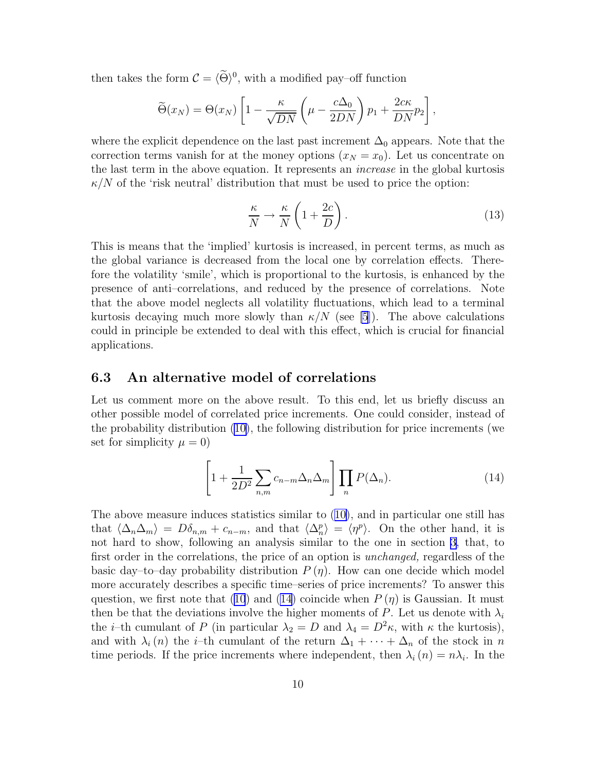then takes the form $\mathcal{C} = \langle \widetilde{\Theta} \rangle^0$, with a modified pay–off function

$$\widetilde{\Theta}(x_N) = \Theta(x_N) \left[ 1 - \frac{\kappa}{\sqrt{DN}} \left( \mu - \frac{c\Delta_0}{2DN} \right) p_1 + \frac{2c\kappa}{DN} p_2 \right],$$

where the explicit dependence on the last past increment $\Delta_0$ appears. Note that the correction terms vanish for at the money options ($x_N = x_0$). Let us concentrate on the last term in the above equation. It represents an *increase* in the global kurtosis $\kappa/N$ of the 'risk neutral' distribution that must be used to price the option:

$$\frac{\kappa}{N} \to \frac{\kappa}{N} \left( 1 + \frac{2c}{D} \right). \tag{13}$$

This is means that the 'implied' kurtosis is increased, in percent terms, as much as the global variance is decreased from the local one by correlation effects. Therefore the volatility 'smile', which is proportional to the kurtosis, is enhanced by the presence of anti–correlations, and reduced by the presence of correlations. Note that the above model neglects all volatility fluctuations, which lead to a terminal kurtosis decaying much more slowly than $\kappa/N$ (see [5]). The above calculations could in principle be extended to deal with this effect, which is crucial for financial applications.

### 6.3 An alternative model of correlations

Let us comment more on the above result. To this end, let us briefly discuss an other possible model of correlated price increments. One could consider, instead of the probability distribution (10), the following distribution for price increments (we set for simplicity $\mu = 0$)

$$\left[ 1 + \frac{1}{2D^2} \sum_{n,m} c_{n-m} \Delta_n \Delta_m \right] \prod_n P(\Delta_n). \tag{14}$$

The above measure induces statistics similar to (10), and in particular one still has that $\langle \Delta_n \Delta_m \rangle = D\delta_{n,m} + c_{n-m}$, and that $\langle \Delta_n^p \rangle = \langle \eta^p \rangle$. On the other hand, it is not hard to show, following an analysis similar to the one in section 3, that, to first order in the correlations, the price of an option is *unchanged,* regardless of the basic day–to–day probability distribution $P(\eta)$. How can one decide which model more accurately describes a specific time–series of price increments? To answer this question, we first note that (10) and (14) coincide when $P(\eta)$ is Gaussian. It must then be that the deviations involve the higher moments of $P$. Let us denote with $\lambda_i$ the $i$–th cumulant of $P$ (in particular $\lambda_2 = D$ and $\lambda_4 = D^2\kappa$, with $\kappa$ the kurtosis), and with $\lambda_i(n)$ the $i$–th cumulant of the return $\Delta_1 + \cdots + \Delta_n$ of the stock in $n$ time periods. If the price increments where independent, then $\lambda_i(n) = n\lambda_i$. In the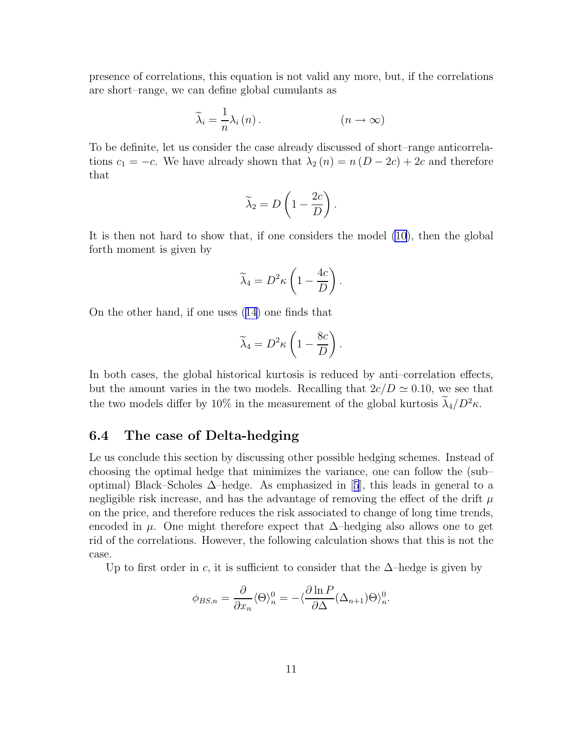presence of correlations, this equation is not valid any more, but, if the correlations are short–range, we can define global cumulants as

$$\widetilde{\lambda}_i = \frac{1}{n}\lambda_i\left(n\right). \qquad\qquad (n \to \infty)$$

To be definite, let us consider the case already discussed of short–range anticorrelations $c_1 = -c$. We have already shown that $\lambda_2\left(n\right) = n\left(D - 2c\right) + 2c$ and therefore that

$$\widetilde{\lambda}_2 = D\left(1 - \frac{2c}{D}\right).$$

It is then not hard to show that, if one considers the model (10), then the global forth moment is given by

$$\widetilde{\lambda}_4 = D^2\kappa\left(1 - \frac{4c}{D}\right).$$

On the other hand, if one uses (14) one finds that

$$\widetilde{\lambda}_4 = D^2\kappa\left(1 - \frac{8c}{D}\right).$$

In both cases, the global historical kurtosis is reduced by anti–correlation effects, but the amount varies in the two models. Recalling that $2c/D \simeq 0.10$, we see that the two models differ by 10% in the measurement of the global kurtosis $\widetilde{\lambda}_4/D^2\kappa$.

## 6.4 The case of Delta-hedging

Le us conclude this section by discussing other possible hedging schemes. Instead of choosing the optimal hedge that minimizes the variance, one can follow the (sub–optimal) Black–Scholes $\Delta$–hedge. As emphasized in [5], this leads in general to a negligible risk increase, and has the advantage of removing the effect of the drift $\mu$ on the price, and therefore reduces the risk associated to change of long time trends, encoded in $\mu$. One might therefore expect that $\Delta$–hedging also allows one to get rid of the correlations. However, the following calculation shows that this is not the case.

Up to first order in $c$, it is sufficient to consider that the $\Delta$–hedge is given by

$$\phi_{BS,n} = \frac{\partial}{\partial x_n}\langle\Theta\rangle_n^0 = -\langle\frac{\partial \ln P}{\partial \Delta}(\Delta_{n+1})\Theta\rangle_n^0.$$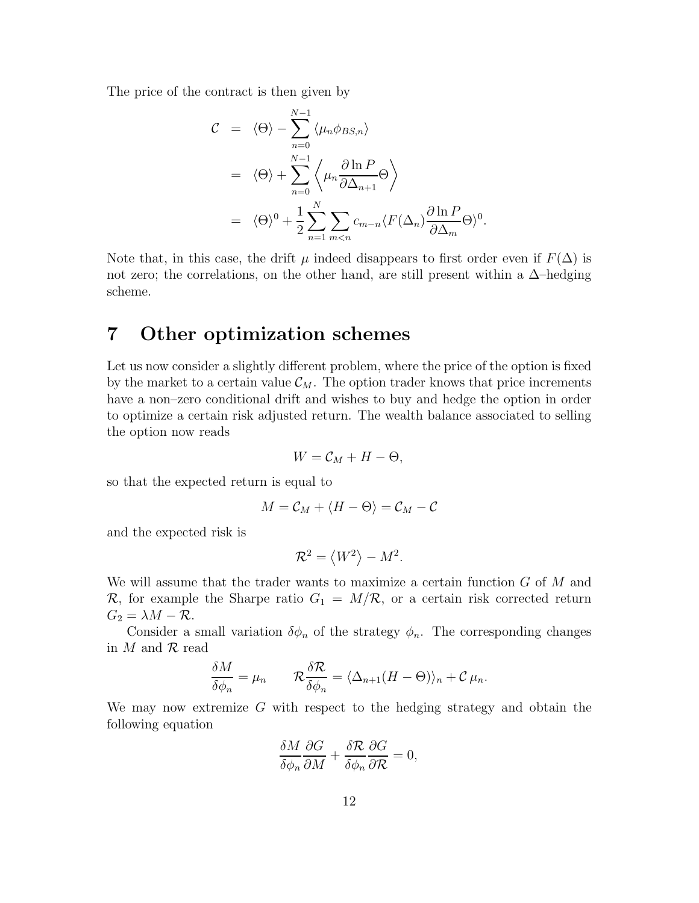The price of the contract is then given by

$$
\begin{aligned}
\mathcal{C} &= \langle \Theta \rangle - \sum_{n=0}^{N-1} \langle \mu_n \phi_{BS,n} \rangle \\
&= \langle \Theta \rangle + \sum_{n=0}^{N-1} \left\langle \mu_n \frac{\partial \ln P}{\partial \Delta_{n+1}} \Theta \right\rangle \\
&= \langle \Theta \rangle^0 + \frac{1}{2} \sum_{n=1}^{N} \sum_{m<n} c_{m-n} \langle F(\Delta_n) \frac{\partial \ln P}{\partial \Delta_m} \Theta \rangle^0 .
\end{aligned}
$$

Note that, in this case, the drift $\mu$ indeed disappears to first order even if $F(\Delta)$ is not zero; the correlations, on the other hand, are still present within a $\Delta$–hedging scheme.

# 7 Other optimization schemes

Let us now consider a slightly different problem, where the price of the option is fixed by the market to a certain value $\mathcal{C}_M$. The option trader knows that price increments have a non–zero conditional drift and wishes to buy and hedge the option in order to optimize a certain risk adjusted return. The wealth balance associated to selling the option now reads

$$
W = \mathcal{C}_M + H - \Theta,
$$

so that the expected return is equal to

$$
M = \mathcal{C}_M + \langle H - \Theta \rangle = \mathcal{C}_M - \mathcal{C}
$$

and the expected risk is

$$
\mathcal{R}^2 = \langle W^2 \rangle - M^2 .
$$

We will assume that the trader wants to maximize a certain function $G$ of $M$ and $\mathcal{R}$, for example the Sharpe ratio $G_1 = M/\mathcal{R}$, or a certain risk corrected return $G_2 = \lambda M - \mathcal{R}$.

Consider a small variation $\delta\phi_n$ of the strategy $\phi_n$. The corresponding changes in $M$ and $\mathcal{R}$ read

$$
\frac{\delta M}{\delta \phi_n} = \mu_n \qquad \mathcal{R} \frac{\delta \mathcal{R}}{\delta \phi_n} = \langle \Delta_{n+1} (H - \Theta) \rangle_n + \mathcal{C}\, \mu_n .
$$

We may now extremize $G$ with respect to the hedging strategy and obtain the following equation

$$
\frac{\delta M}{\delta \phi_n} \frac{\partial G}{\partial M} + \frac{\delta \mathcal{R}}{\delta \phi_n} \frac{\partial G}{\partial \mathcal{R}} = 0,
$$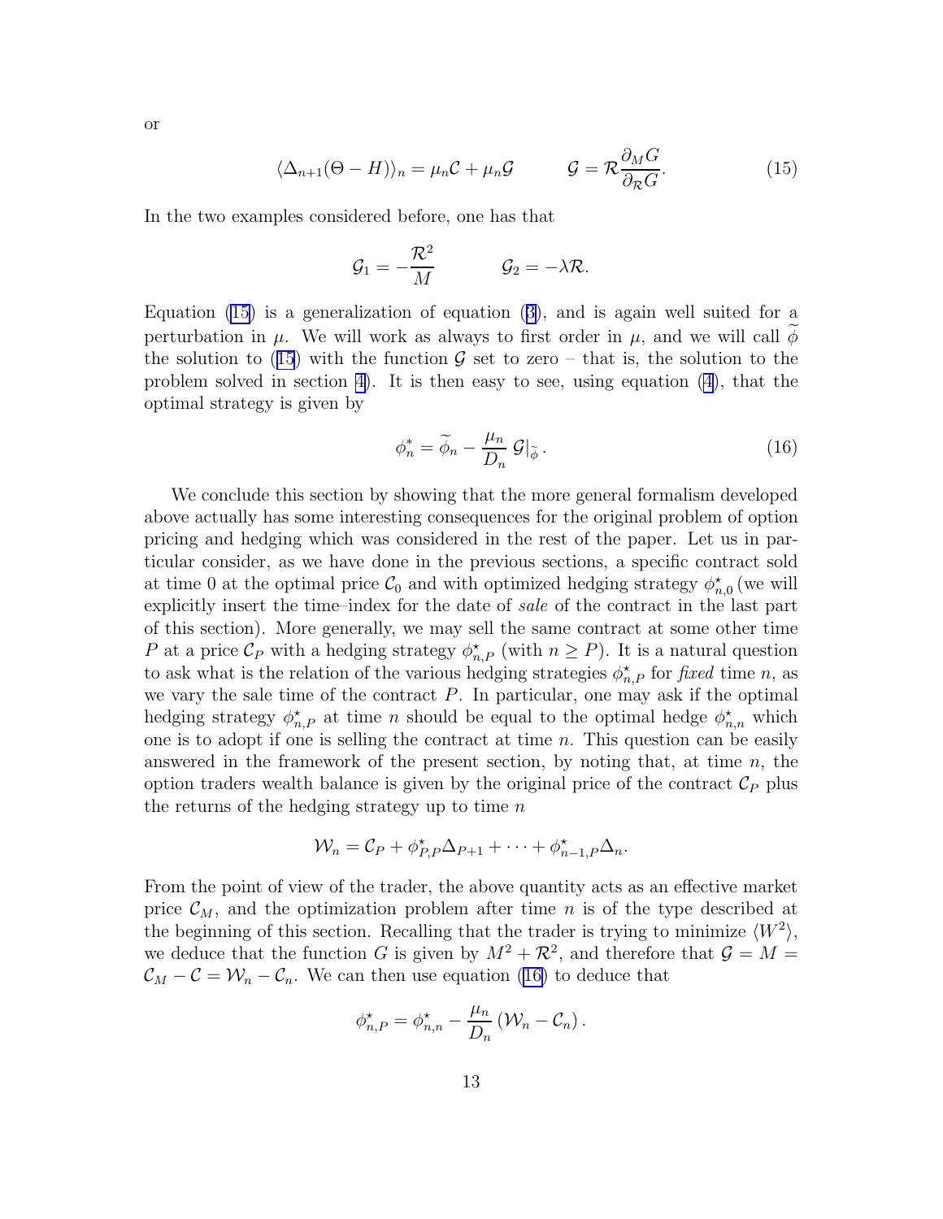or

$$\langle \Delta_{n+1}(\Theta - H) \rangle_n = \mu_n \mathcal{C} + \mu_n \mathcal{G} \qquad \mathcal{G} = \mathcal{R} \frac{\partial_M G}{\partial_{\mathcal{R}} G}. \tag{15}$$

In the two examples considered before, one has that

$$\mathcal{G}_1 = -\frac{\mathcal{R}^2}{M} \qquad \mathcal{G}_2 = -\lambda \mathcal{R}.$$

Equation (15) is a generalization of equation (3), and is again well suited for a perturbation in $\mu$. We will work as always to first order in $\mu$, and we will call $\widetilde{\phi}$ the solution to (15) with the function $\mathcal{G}$ set to zero – that is, the solution to the problem solved in section 4). It is then easy to see, using equation (4), that the optimal strategy is given by

$$\phi_n^* = \widetilde{\phi}_n - \frac{\mu_n}{D_n} \, \mathcal{G}|_{\widetilde{\phi}}. \tag{16}$$

We conclude this section by showing that the more general formalism developed above actually has some interesting consequences for the original problem of option pricing and hedging which was considered in the rest of the paper. Let us in particular consider, as we have done in the previous sections, a specific contract sold at time 0 at the optimal price $\mathcal{C}_0$ and with optimized hedging strategy $\phi^\star_{n,0}$ (we will explicitly insert the time–index for the date of *sale* of the contract in the last part of this section). More generally, we may sell the same contract at some other time $P$ at a price $\mathcal{C}_P$ with a hedging strategy $\phi^\star_{n,P}$ (with $n \geq P$). It is a natural question to ask what is the relation of the various hedging strategies $\phi^\star_{n,P}$ for *fixed* time $n$, as we vary the sale time of the contract $P$. In particular, one may ask if the optimal hedging strategy $\phi^\star_{n,P}$ at time $n$ should be equal to the optimal hedge $\phi^\star_{n,n}$ which one is to adopt if one is selling the contract at time $n$. This question can be easily answered in the framework of the present section, by noting that, at time $n$, the option traders wealth balance is given by the original price of the contract $\mathcal{C}_P$ plus the returns of the hedging strategy up to time $n$

$$\mathcal{W}_n = \mathcal{C}_P + \phi^\star_{P,P}\Delta_{P+1} + \cdots + \phi^\star_{n-1,P}\Delta_n.$$

From the point of view of the trader, the above quantity acts as an effective market price $\mathcal{C}_M$, and the optimization problem after time $n$ is of the type described at the beginning of this section. Recalling that the trader is trying to minimize $\langle W^2 \rangle$, we deduce that the function $G$ is given by $M^2 + \mathcal{R}^2$, and therefore that $\mathcal{G} = M = \mathcal{C}_M - \mathcal{C} = \mathcal{W}_n - \mathcal{C}_n$. We can then use equation (16) to deduce that

$$\phi^\star_{n,P} = \phi^\star_{n,n} - \frac{\mu_n}{D_n} \left( \mathcal{W}_n - \mathcal{C}_n \right).$$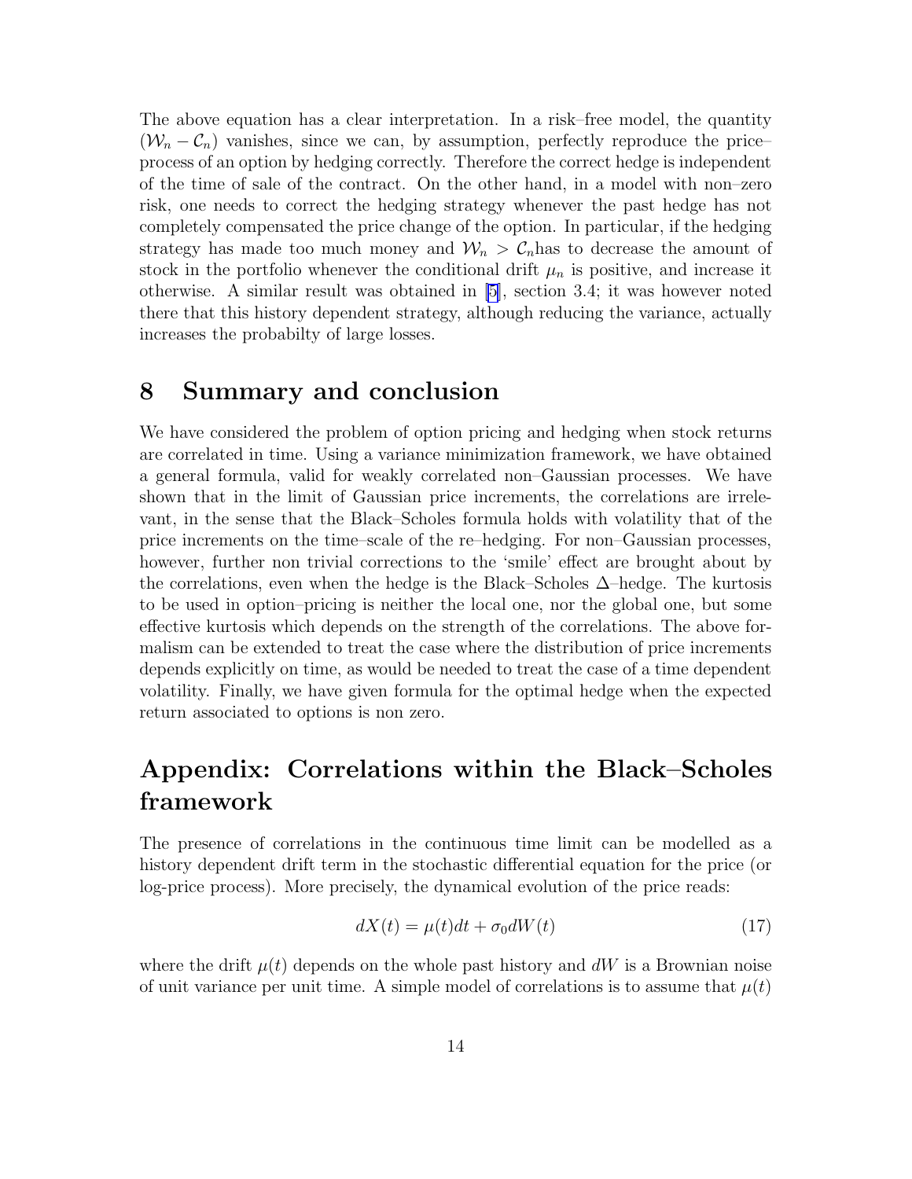The above equation has a clear interpretation. In a risk–free model, the quantity $(\mathcal{W}_n - \mathcal{C}_n)$ vanishes, since we can, by assumption, perfectly reproduce the price–process of an option by hedging correctly. Therefore the correct hedge is independent of the time of sale of the contract. On the other hand, in a model with non–zero risk, one needs to correct the hedging strategy whenever the past hedge has not completely compensated the price change of the option. In particular, if the hedging strategy has made too much money and $\mathcal{W}_n > \mathcal{C}_n$has to decrease the amount of stock in the portfolio whenever the conditional drift $\mu_n$ is positive, and increase it otherwise. A similar result was obtained in [5], section 3.4; it was however noted there that this history dependent strategy, although reducing the variance, actually increases the probabilty of large losses.

# 8 Summary and conclusion

We have considered the problem of option pricing and hedging when stock returns are correlated in time. Using a variance minimization framework, we have obtained a general formula, valid for weakly correlated non–Gaussian processes. We have shown that in the limit of Gaussian price increments, the correlations are irrelevant, in the sense that the Black–Scholes formula holds with volatility that of the price increments on the time–scale of the re–hedging. For non–Gaussian processes, however, further non trivial corrections to the 'smile' effect are brought about by the correlations, even when the hedge is the Black–Scholes $\Delta$–hedge. The kurtosis to be used in option–pricing is neither the local one, nor the global one, but some effective kurtosis which depends on the strength of the correlations. The above formalism can be extended to treat the case where the distribution of price increments depends explicitly on time, as would be needed to treat the case of a time dependent volatility. Finally, we have given formula for the optimal hedge when the expected return associated to options is non zero.

# Appendix: Correlations within the Black–Scholes framework

The presence of correlations in the continuous time limit can be modelled as a history dependent drift term in the stochastic differential equation for the price (or log-price process). More precisely, the dynamical evolution of the price reads:

$$dX(t) = \mu(t)dt + \sigma_0 dW(t) \tag{17}$$

where the drift $\mu(t)$ depends on the whole past history and $dW$ is a Brownian noise of unit variance per unit time. A simple model of correlations is to assume that $\mu(t)$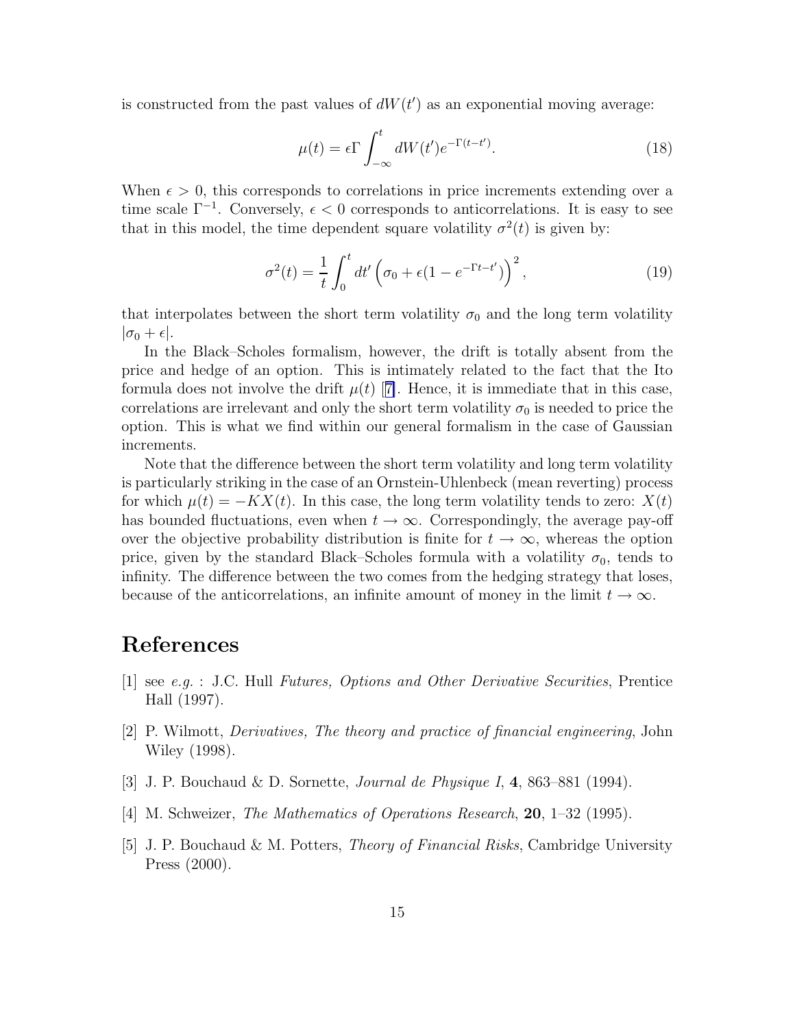is constructed from the past values of $dW(t')$ as an exponential moving average:

$$\mu(t) = \epsilon\Gamma \int_{-\infty}^{t} dW(t') e^{-\Gamma(t-t')}. \tag{18}$$

When $\epsilon > 0$, this corresponds to correlations in price increments extending over a time scale $\Gamma^{-1}$. Conversely, $\epsilon < 0$ corresponds to anticorrelations. It is easy to see that in this model, the time dependent square volatility $\sigma^2(t)$ is given by:

$$\sigma^2(t) = \frac{1}{t} \int_0^t dt' \left( \sigma_0 + \epsilon(1 - e^{-\Gamma t - t'}) \right)^2, \tag{19}$$

that interpolates between the short term volatility $\sigma_0$ and the long term volatility $|\sigma_0 + \epsilon|$.

In the Black–Scholes formalism, however, the drift is totally absent from the price and hedge of an option. This is intimately related to the fact that the Ito formula does not involve the drift $\mu(t)$ [7]. Hence, it is immediate that in this case, correlations are irrelevant and only the short term volatility $\sigma_0$ is needed to price the option. This is what we find within our general formalism in the case of Gaussian increments.

Note that the difference between the short term volatility and long term volatility is particularly striking in the case of an Ornstein-Uhlenbeck (mean reverting) process for which $\mu(t) = -KX(t)$. In this case, the long term volatility tends to zero: $X(t)$ has bounded fluctuations, even when $t \to \infty$. Correspondingly, the average pay-off over the objective probability distribution is finite for $t \to \infty$, whereas the option price, given by the standard Black–Scholes formula with a volatility $\sigma_0$, tends to infinity. The difference between the two comes from the hedging strategy that loses, because of the anticorrelations, an infinite amount of money in the limit $t \to \infty$.

# References

[1] see *e.g.* : J.C. Hull *Futures, Options and Other Derivative Securities*, Prentice Hall (1997).

[2] P. Wilmott, *Derivatives, The theory and practice of financial engineering*, John Wiley (1998).

[3] J. P. Bouchaud & D. Sornette, *Journal de Physique I*, **4**, 863–881 (1994).

[4] M. Schweizer, *The Mathematics of Operations Research*, **20**, 1–32 (1995).

[5] J. P. Bouchaud & M. Potters, *Theory of Financial Risks*, Cambridge University Press (2000).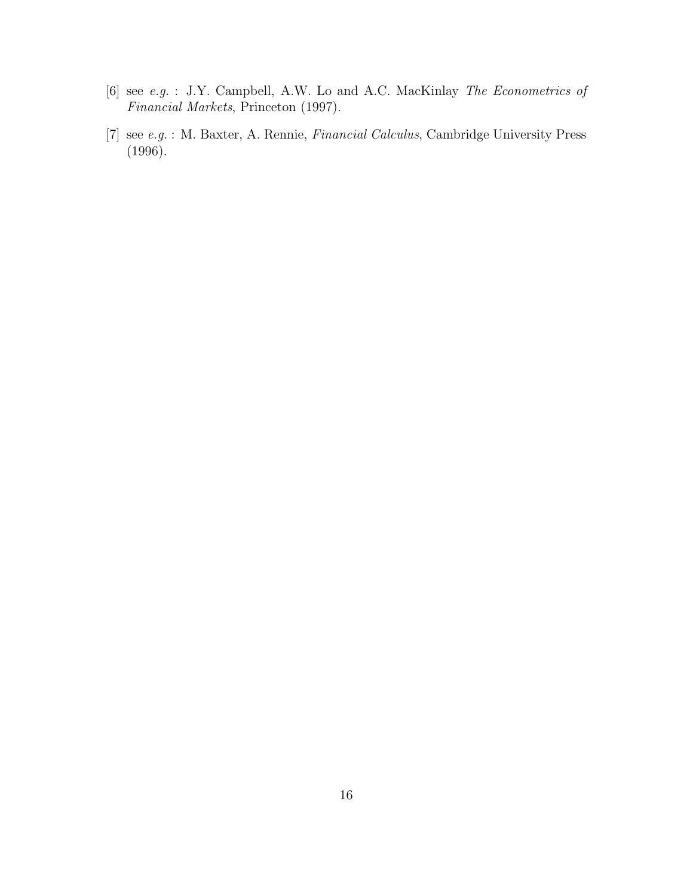[6] see *e.g.* : J.Y. Campbell, A.W. Lo and A.C. MacKinlay *The Econometrics of Financial Markets*, Princeton (1997).

[7] see *e.g.* : M. Baxter, A. Rennie, *Financial Calculus*, Cambridge University Press (1996).